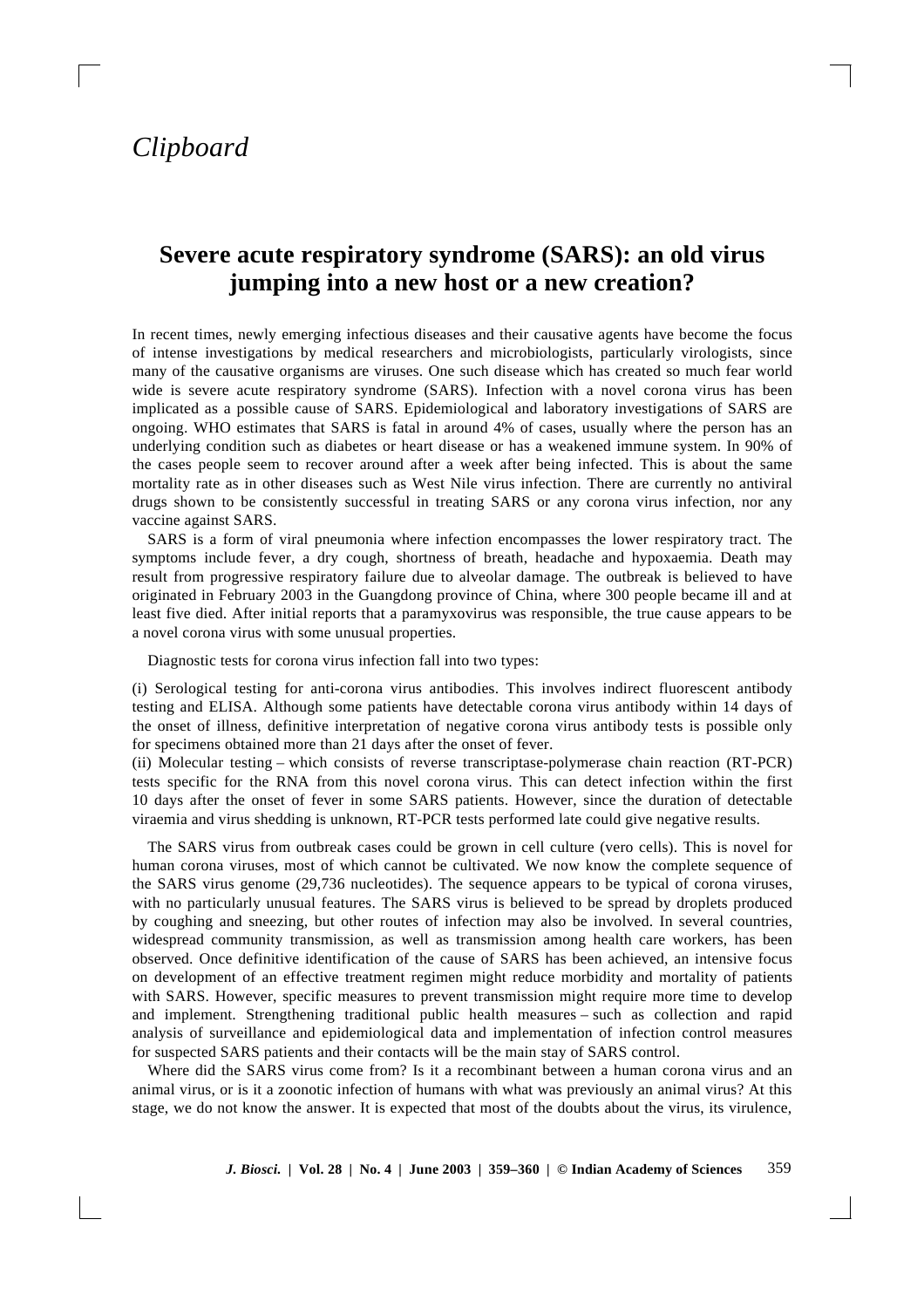*Clipboard*

# Severe acute respiratory syndrome (SARS): an old virus jumping into a new host or a new creation?

In recent times, newly emerging infectious diseases and their causative agents have become the focus of intense investigations by medical researchers and microbiologists, particularly virologists, since many of the causative organisms are viruses. One such disease which has created so much fear world wide is severe acute respiratory syndrome (SARS). Infection with a novel corona virus has been implicated as a possible cause of SARS. Epidemiological and laboratory investigations of SARS are ongoing. WHO estimates that SARS is fatal in around 4% of cases, usually where the person has an underlying condition such as diabetes or heart disease or has a weakened immune system. In 90% of the cases people seem to recover around after a week after being infected. This is about the same mortality rate as in other diseases such as West Nile virus infection. There are currently no antiviral drugs shown to be consistently successful in treating SARS or any corona virus infection, nor any vaccine against SARS.

SARS is a form of viral pneumonia where infection encompasses the lower respiratory tract. The symptoms include fever, a dry cough, shortness of breath, headache and hypoxaemia. Death may result from progressive respiratory failure due to alveolar damage. The outbreak is believed to have originated in February 2003 in the Guangdong province of China, where 300 people became ill and at least five died. After initial reports that a paramyxovirus was responsible, the true cause appears to be a novel corona virus with some unusual properties.

Diagnostic tests for corona virus infection fall into two types:

(i) Serological testing for anti-corona virus antibodies. This involves indirect fluorescent antibody testing and ELISA. Although some patients have detectable corona virus antibody within 14 days of the onset of illness, definitive interpretation of negative corona virus antibody tests is possible only for specimens obtained more than 21 days after the onset of fever.

(ii) Molecular testing – which consists of reverse transcriptase-polymerase chain reaction (RT-PCR) tests specific for the RNA from this novel corona virus. This can detect infection within the first 10 days after the onset of fever in some SARS patients. However, since the duration of detectable viraemia and virus shedding is unknown, RT-PCR tests performed late could give negative results.

The SARS virus from outbreak cases could be grown in cell culture (vero cells). This is novel for human corona viruses, most of which cannot be cultivated. We now know the complete sequence of the SARS virus genome (29,736 nucleotides). The sequence appears to be typical of corona viruses, with no particularly unusual features. The SARS virus is believed to be spread by droplets produced by coughing and sneezing, but other routes of infection may also be involved. In several countries, widespread community transmission, as well as transmission among health care workers, has been observed. Once definitive identification of the cause of SARS has been achieved, an intensive focus on development of an effective treatment regimen might reduce morbidity and mortality of patients with SARS. However, specific measures to prevent transmission might require more time to develop and implement. Strengthening traditional public health measures – such as collection and rapid analysis of surveillance and epidemiological data and implementation of infection control measures for suspected SARS patients and their contacts will be the main stay of SARS control.

Where did the SARS virus come from? Is it a recombinant between a human corona virus and an animal virus, or is it a zoonotic infection of humans with what was previously an animal virus? At this stage, we do not know the answer. It is expected that most of the doubts about the virus, its virulence,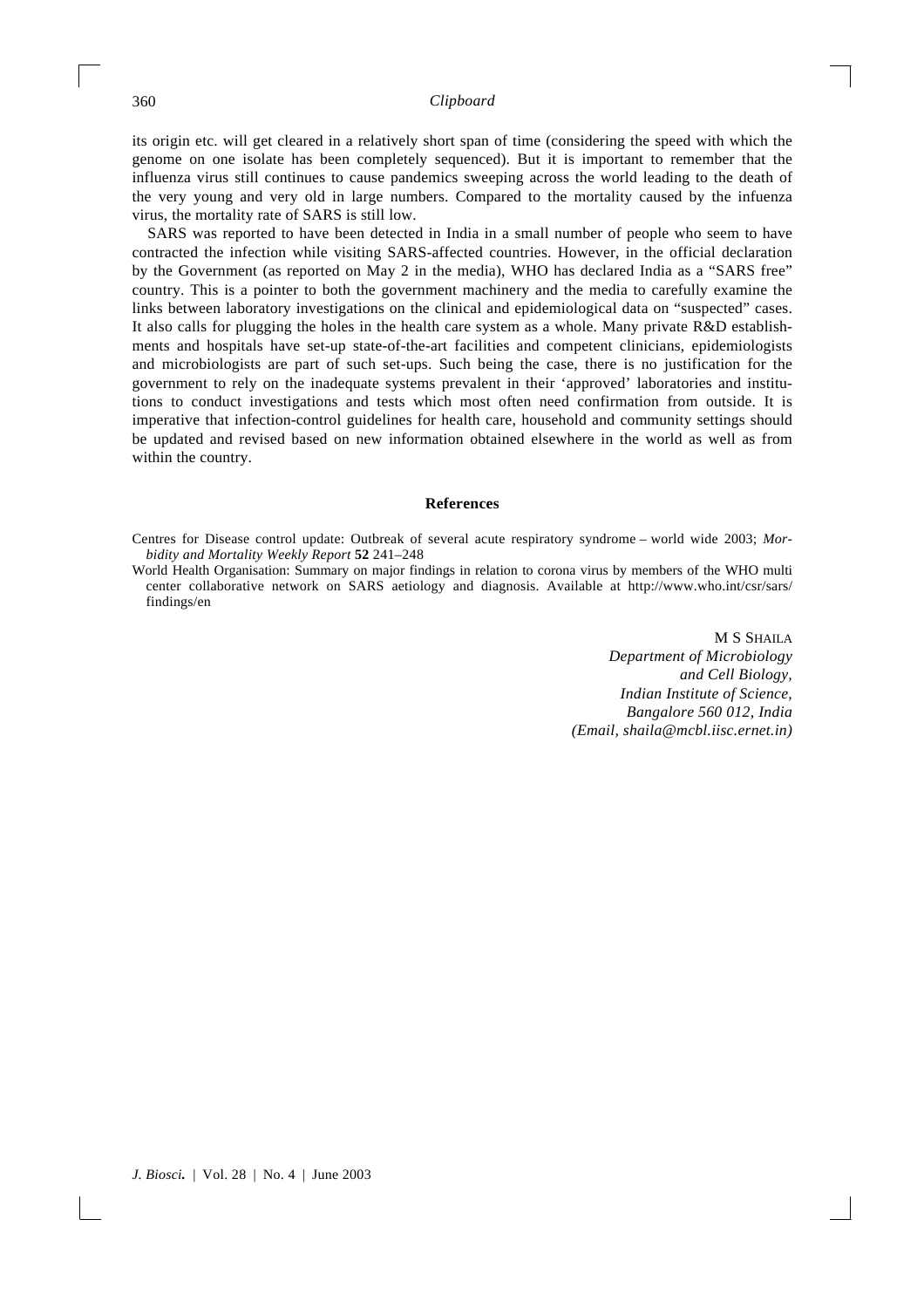its origin etc. will get cleared in a relatively short span of time (considering the speed with which the genome on one isolate has been completely sequenced). But it is important to remember that the influenza virus still continues to cause pandemics sweeping across the world leading to the death of the very young and very old in large numbers. Compared to the mortality caused by the infuenza virus, the mortality rate of SARS is still low.

SARS was reported to have been detected in India in a small number of people who seem to have contracted the infection while visiting SARS-affected countries. However, in the official declaration by the Government (as reported on May 2 in the media), WHO has declared India as a "SARS free" country. This is a pointer to both the government machinery and the media to carefully examine the links between laboratory investigations on the clinical and epidemiological data on "suspected" cases. It also calls for plugging the holes in the health care system as a whole. Many private R&D establishments and hospitals have set-up state-of-the-art facilities and competent clinicians, epidemiologists and microbiologists are part of such set-ups. Such being the case, there is no justification for the government to rely on the inadequate systems prevalent in their 'approved' laboratories and institutions to conduct investigations and tests which most often need confirmation from outside. It is imperative that infection-control guidelines for health care, household and community settings should be updated and revised based on new information obtained elsewhere in the world as well as from within the country.

## References

Centres for Disease control update: Outbreak of several acute respiratory syndrome – world wide 2003; *Morbidity and Mortality Weekly Report* **52** 241–248

World Health Organisation: Summary on major findings in relation to corona virus by members of the WHO multi center collaborative network on SARS aetiology and diagnosis. Available at http://www.who.int/csr/sars/findings/en

M S SHAILA
*Department of Microbiology and Cell Biology,*
*Indian Institute of Science,*
*Bangalore 560 012, India*
*(Email, shaila@mcbl.iisc.ernet.in)*